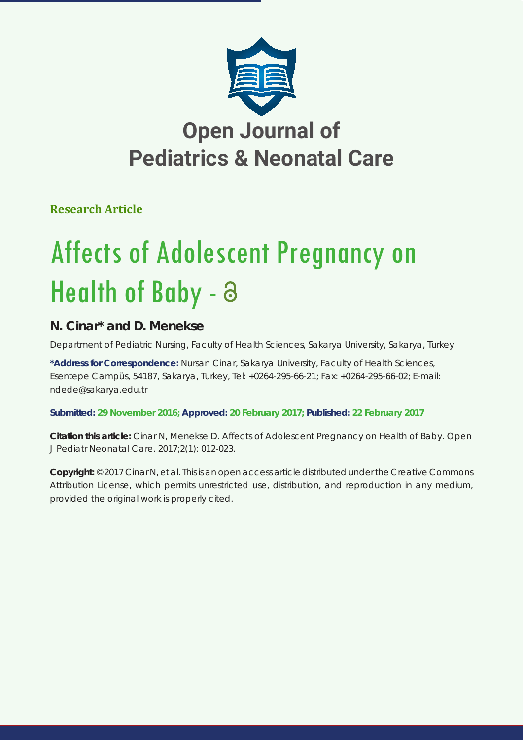# Open Journal of Pediatrics & Neonatal Care

**Research Article**

# Affects of Adolescent Pregnancy on Health of Baby -

**N. Cinar* and D. Menekse**

Department of Pediatric Nursing, Faculty of Health Sciences, Sakarya University, Sakarya, Turkey

***Address for Correspondence:** Nursan Cinar, Sakarya University, Faculty of Health Sciences, Esentepe Campüs, 54187, Sakarya, Turkey, Tel: +0264-295-66-21; Fax: +0264-295-66-02; E-mail: ndede@sakarya.edu.tr

**Submitted: 29 November 2016; Approved: 20 February 2017; Published: 22 February 2017**

**Citation this article:** Cinar N, Menekse D. Affects of Adolescent Pregnancy on Health of Baby. Open J Pediatr Neonatal Care. 2017;2(1): 012-023.

**Copyright:** © 2017 Cinar N, et al. This is an open access article distributed under the Creative Commons Attribution License, which permits unrestricted use, distribution, and reproduction in any medium, provided the original work is properly cited.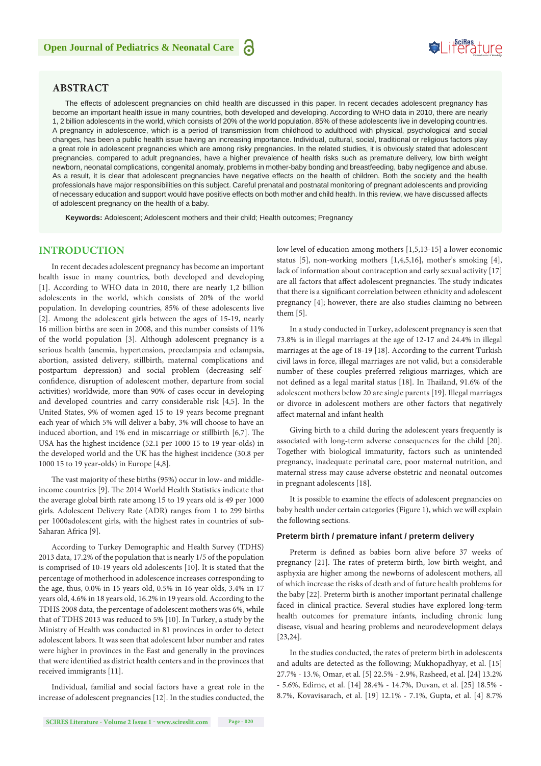## ABSTRACT

The effects of adolescent pregnancies on child health are discussed in this paper. In recent decades adolescent pregnancy has become an important health issue in many countries, both developed and developing. According to WHO data in 2010, there are nearly 1, 2 billion adolescents in the world, which consists of 20% of the world population. 85% of these adolescents live in developing countries. A pregnancy in adolescence, which is a period of transmission from childhood to adulthood with physical, psychological and social changes, has been a public health issue having an increasing importance. Individual, cultural, social, traditional or religious factors play a great role in adolescent pregnancies which are among risky pregnancies. In the related studies, it is obviously stated that adolescent pregnancies, compared to adult pregnancies, have a higher prevalence of health risks such as premature delivery, low birth weight newborn, neonatal complications, congenital anomaly, problems in mother-baby bonding and breastfeeding, baby negligence and abuse. As a result, it is clear that adolescent pregnancies have negative effects on the health of children. Both the society and the health professionals have major responsibilities on this subject. Careful prenatal and postnatal monitoring of pregnant adolescents and providing of necessary education and support would have positive effects on both mother and child health. In this review, we have discussed affects of adolescent pregnancy on the health of a baby.

**Keywords:** Adolescent; Adolescent mothers and their child; Health outcomes; Pregnancy

## INTRODUCTION

In recent decades adolescent pregnancy has become an important health issue in many countries, both developed and developing [1]. According to WHO data in 2010, there are nearly 1,2 billion adolescents in the world, which consists of 20% of the world population. In developing countries, 85% of these adolescents live [2]. Among the adolescent girls between the ages of 15-19, nearly 16 million births are seen in 2008, and this number consists of 11% of the world population [3]. Although adolescent pregnancy is a serious health (anemia, hypertension, preeclampsia and eclampsia, abortion, assisted delivery, stillbirth, maternal complications and postpartum depression) and social problem (decreasing self-confidence, disruption of adolescent mother, departure from social activities) worldwide, more than 90% of cases occur in developing and developed countries and carry considerable risk [4,5]. In the United States, 9% of women aged 15 to 19 become pregnant each year of which 5% will deliver a baby, 3% will choose to have an induced abortion, and 1% end in miscarriage or stillbirth [6,7]. The USA has the highest incidence (52.1 per 1000 15 to 19 year-olds) in the developed world and the UK has the highest incidence (30.8 per 1000 15 to 19 year-olds) in Europe [4,8].

The vast majority of these births (95%) occur in low- and middle-income countries [9]. The 2014 World Health Statistics indicate that the average global birth rate among 15 to 19 years old is 49 per 1000 girls. Adolescent Delivery Rate (ADR) ranges from 1 to 299 births per 1000adolescent girls, with the highest rates in countries of sub-Saharan Africa [9].

According to Turkey Demographic and Health Survey (TDHS) 2013 data, 17.2% of the population that is nearly 1/5 of the population is comprised of 10-19 years old adolescents [10]. It is stated that the percentage of motherhood in adolescence increases corresponding to the age, thus, 0.0% in 15 years old, 0.5% in 16 year olds, 3.4% in 17 years old, 4.6% in 18 years old, 16.2% in 19 years old. According to the TDHS 2008 data, the percentage of adolescent mothers was 6%, while that of TDHS 2013 was reduced to 5% [10]. In Turkey, a study by the Ministry of Health was conducted in 81 provinces in order to detect adolescent labors. It was seen that adolescent labor number and rates were higher in provinces in the East and generally in the provinces that were identified as district health centers and in the provinces that received immigrants [11].

Individual, familial and social factors have a great role in the increase of adolescent pregnancies [12]. In the studies conducted, the low level of education among mothers [1,5,13-15] a lower economic status [5], non-working mothers [1,4,5,16], mother's smoking [4], lack of information about contraception and early sexual activity [17] are all factors that affect adolescent pregnancies. The study indicates that there is a significant correlation between ethnicity and adolescent pregnancy [4]; however, there are also studies claiming no between them [5].

In a study conducted in Turkey, adolescent pregnancy is seen that 73.8% is in illegal marriages at the age of 12-17 and 24.4% in illegal marriages at the age of 18-19 [18]. According to the current Turkish civil laws in force, illegal marriages are not valid, but a considerable number of these couples preferred religious marriages, which are not defined as a legal marital status [18]. In Thailand, 91.6% of the adolescent mothers below 20 are single parents [19]. Illegal marriages or divorce in adolescent mothers are other factors that negatively affect maternal and infant health

Giving birth to a child during the adolescent years frequently is associated with long-term adverse consequences for the child [20]. Together with biological immaturity, factors such as unintended pregnancy, inadequate perinatal care, poor maternal nutrition, and maternal stress may cause adverse obstetric and neonatal outcomes in pregnant adolescents [18].

It is possible to examine the effects of adolescent pregnancies on baby health under certain categories (Figure 1), which we will explain the following sections.

### Preterm birth / premature infant / preterm delivery

Preterm is defined as babies born alive before 37 weeks of pregnancy [21]. The rates of preterm birth, low birth weight, and asphyxia are higher among the newborns of adolescent mothers, all of which increase the risks of death and of future health problems for the baby [22]. Preterm birth is another important perinatal challenge faced in clinical practice. Several studies have explored long-term health outcomes for premature infants, including chronic lung disease, visual and hearing problems and neurodevelopment delays [23,24].

In the studies conducted, the rates of preterm birth in adolescents and adults are detected as the following; Mukhopadhyay, et al. [15] 27.7% - 13.%, Omar, et al. [5] 22.5% - 2.9%, Rasheed, et al. [24] 13.2% - 5.6%, Edirne, et al. [14] 28.4% - 14.7%, Duvan, et al. [25] 18.5% - 8.7%, Kovavisarach, et al. [19] 12.1% - 7.1%, Gupta, et al. [4] 8.7%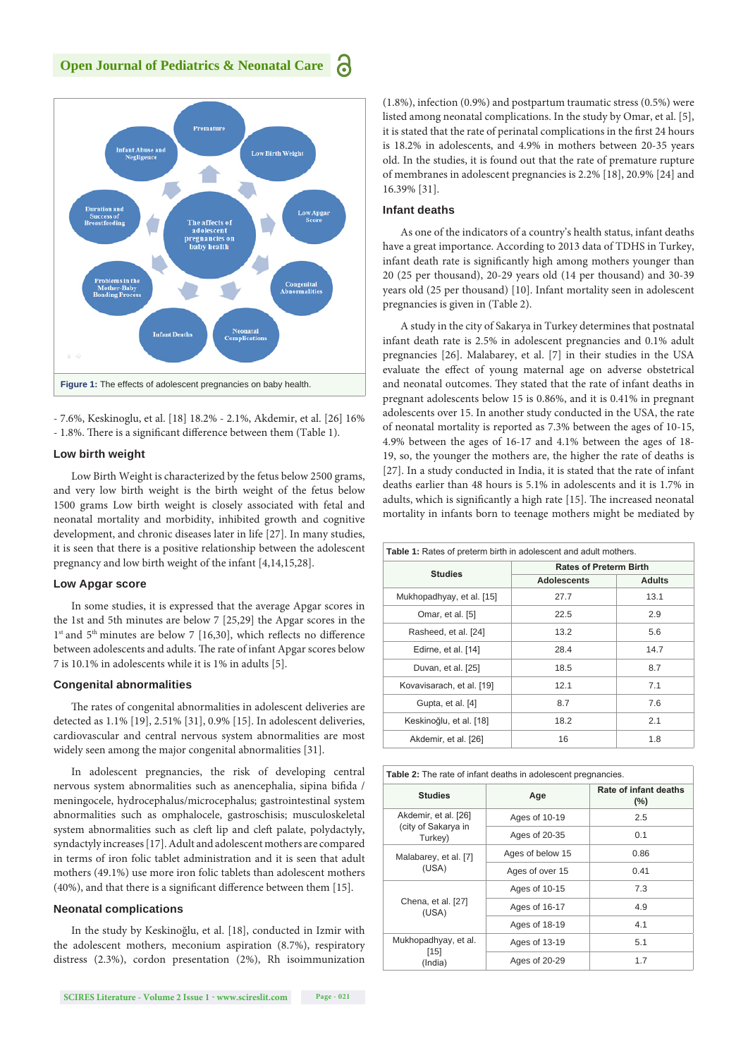Figure 1: The effects of adolescent pregnancies on baby health.

- 7.6%, Keskinoglu, et al. [18] 18.2% - 2.1%, Akdemir, et al. [26] 16% - 1.8%. There is a significant difference between them (Table 1).

### Low birth weight

Low Birth Weight is characterized by the fetus below 2500 grams, and very low birth weight is the birth weight of the fetus below 1500 grams Low birth weight is closely associated with fetal and neonatal mortality and morbidity, inhibited growth and cognitive development, and chronic diseases later in life [27]. In many studies, it is seen that there is a positive relationship between the adolescent pregnancy and low birth weight of the infant [4,14,15,28].

### Low Apgar score

In some studies, it is expressed that the average Apgar scores in the 1st and 5th minutes are below 7 [25,29] the Apgar scores in the 1st and 5th minutes are below 7 [16,30], which reflects no difference between adolescents and adults. The rate of infant Apgar scores below 7 is 10.1% in adolescents while it is 1% in adults [5].

### Congenital abnormalities

The rates of congenital abnormalities in adolescent deliveries are detected as 1.1% [19], 2.51% [31], 0.9% [15]. In adolescent deliveries, cardiovascular and central nervous system abnormalities are most widely seen among the major congenital abnormalities [31].

In adolescent pregnancies, the risk of developing central nervous system abnormalities such as anencephalia, sipina bifida / meningocele, hydrocephalus/microcephalus; gastrointestinal system abnormalities such as omphalocele, gastroschisis; musculoskeletal system abnormalities such as cleft lip and cleft palate, polydactyly, syndactyly increases [17]. Adult and adolescent mothers are compared in terms of iron folic tablet administration and it is seen that adult mothers (49.1%) use more iron folic tablets than adolescent mothers (40%), and that there is a significant difference between them [15].

### Neonatal complications

In the study by Keskinoğlu, et al. [18], conducted in Izmir with the adolescent mothers, meconium aspiration (8.7%), respiratory distress (2.3%), cordon presentation (2%), Rh isoimmunization (1.8%), infection (0.9%) and postpartum traumatic stress (0.5%) were listed among neonatal complications. In the study by Omar, et al. [5], it is stated that the rate of perinatal complications in the first 24 hours is 18.2% in adolescents, and 4.9% in mothers between 20-35 years old. In the studies, it is found out that the rate of premature rupture of membranes in adolescent pregnancies is 2.2% [18], 20.9% [24] and 16.39% [31].

### Infant deaths

As one of the indicators of a country's health status, infant deaths have a great importance. According to 2013 data of TDHS in Turkey, infant death rate is significantly high among mothers younger than 20 (25 per thousand), 20-29 years old (14 per thousand) and 30-39 years old (25 per thousand) [10]. Infant mortality seen in adolescent pregnancies is given in (Table 2).

A study in the city of Sakarya in Turkey determines that postnatal infant death rate is 2.5% in adolescent pregnancies and 0.1% adult pregnancies [26]. Malabarey, et al. [7] in their studies in the USA evaluate the effect of young maternal age on adverse obstetrical and neonatal outcomes. They stated that the rate of infant deaths in pregnant adolescents below 15 is 0.86%, and it is 0.41% in pregnant adolescents over 15. In another study conducted in the USA, the rate of neonatal mortality is reported as 7.3% between the ages of 10-15, 4.9% between the ages of 16-17 and 4.1% between the ages of 18-19, so, the younger the mothers are, the higher the rate of deaths is [27]. In a study conducted in India, it is stated that the rate of infant deaths earlier than 48 hours is 5.1% in adolescents and it is 1.7% in adults, which is significantly a high rate [15]. The increased neonatal mortality in infants born to teenage mothers might be mediated by

**Table 1:** Rates of preterm birth in adolescent and adult mothers.

| Studies | Rates of Preterm Birth | |
|---|---|---|
| | Adolescents | Adults |
| Mukhopadhyay, et al. [15] | 27.7 | 13.1 |
| Omar, et al. [5] | 22.5 | 2.9 |
| Rasheed, et al. [24] | 13.2 | 5.6 |
| Edirne, et al. [14] | 28.4 | 14.7 |
| Duvan, et al. [25] | 18.5 | 8.7 |
| Kovavisarach, et al. [19] | 12.1 | 7.1 |
| Gupta, et al. [4] | 8.7 | 7.6 |
| Keskinoğlu, et al. [18] | 18.2 | 2.1 |
| Akdemir, et al. [26] | 16 | 1.8 |

**Table 2:** The rate of infant deaths in adolescent pregnancies.

| Studies | Age | Rate of infant deaths (%) |
|---|---|---|
| Akdemir, et al. [26] (city of Sakarya in Turkey) | Ages of 10-19 | 2.5 |
| | Ages of 20-35 | 0.1 |
| Malabarey, et al. [7] (USA) | Ages of below 15 | 0.86 |
| | Ages of over 15 | 0.41 |
| Chena, et al. [27] (USA) | Ages of 10-15 | 7.3 |
| | Ages of 16-17 | 4.9 |
| | Ages of 18-19 | 4.1 |
| Mukhopadhyay, et al. [15] (India) | Ages of 13-19 | 5.1 |
| | Ages of 20-29 | 1.7 |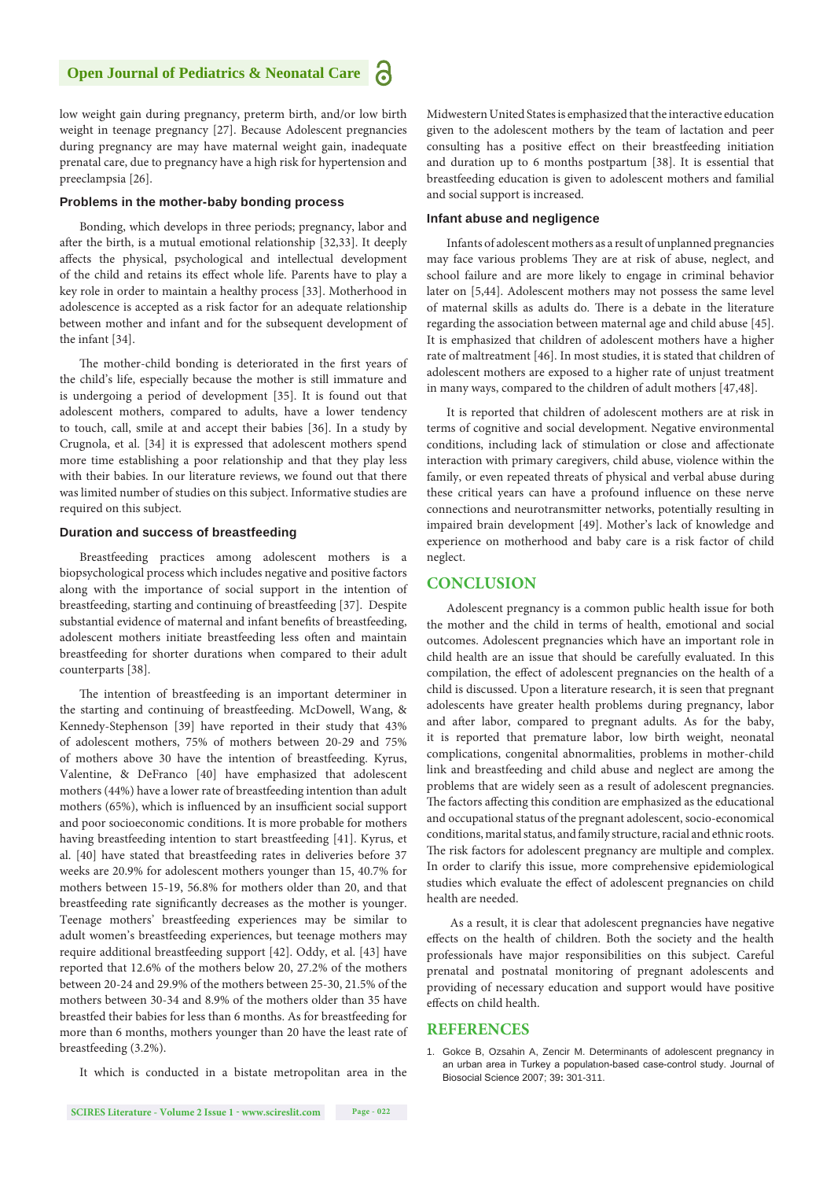low weight gain during pregnancy, preterm birth, and/or low birth weight in teenage pregnancy [27]. Because Adolescent pregnancies during pregnancy are may have maternal weight gain, inadequate prenatal care, due to pregnancy have a high risk for hypertension and preeclampsia [26].

### Problems in the mother-baby bonding process

Bonding, which develops in three periods; pregnancy, labor and after the birth, is a mutual emotional relationship [32,33]. It deeply affects the physical, psychological and intellectual development of the child and retains its effect whole life. Parents have to play a key role in order to maintain a healthy process [33]. Motherhood in adolescence is accepted as a risk factor for an adequate relationship between mother and infant and for the subsequent development of the infant [34].

The mother-child bonding is deteriorated in the first years of the child's life, especially because the mother is still immature and is undergoing a period of development [35]. It is found out that adolescent mothers, compared to adults, have a lower tendency to touch, call, smile at and accept their babies [36]. In a study by Crugnola, et al. [34] it is expressed that adolescent mothers spend more time establishing a poor relationship and that they play less with their babies. In our literature reviews, we found out that there was limited number of studies on this subject. Informative studies are required on this subject.

### Duration and success of breastfeeding

Breastfeeding practices among adolescent mothers is a biopsychological process which includes negative and positive factors along with the importance of social support in the intention of breastfeeding, starting and continuing of breastfeeding [37]. Despite substantial evidence of maternal and infant benefits of breastfeeding, adolescent mothers initiate breastfeeding less often and maintain breastfeeding for shorter durations when compared to their adult counterparts [38].

The intention of breastfeeding is an important determiner in the starting and continuing of breastfeeding. McDowell, Wang, & Kennedy-Stephenson [39] have reported in their study that 43% of adolescent mothers, 75% of mothers between 20-29 and 75% of mothers above 30 have the intention of breastfeeding. Kyrus, Valentine, & DeFranco [40] have emphasized that adolescent mothers (44%) have a lower rate of breastfeeding intention than adult mothers (65%), which is influenced by an insufficient social support and poor socioeconomic conditions. It is more probable for mothers having breastfeeding intention to start breastfeeding [41]. Kyrus, et al. [40] have stated that breastfeeding rates in deliveries before 37 weeks are 20.9% for adolescent mothers younger than 15, 40.7% for mothers between 15-19, 56.8% for mothers older than 20, and that breastfeeding rate significantly decreases as the mother is younger. Teenage mothers' breastfeeding experiences may be similar to adult women's breastfeeding experiences, but teenage mothers may require additional breastfeeding support [42]. Oddy, et al. [43] have reported that 12.6% of the mothers below 20, 27.2% of the mothers between 20-24 and 29.9% of the mothers between 25-30, 21.5% of the mothers between 30-34 and 8.9% of the mothers older than 35 have breastfed their babies for less than 6 months. As for breastfeeding for more than 6 months, mothers younger than 20 have the least rate of breastfeeding (3.2%).

It which is conducted in a bistate metropolitan area in the Midwestern United States is emphasized that the interactive education given to the adolescent mothers by the team of lactation and peer consulting has a positive effect on their breastfeeding initiation and duration up to 6 months postpartum [38]. It is essential that breastfeeding education is given to adolescent mothers and familial and social support is increased.

### Infant abuse and negligence

Infants of adolescent mothers as a result of unplanned pregnancies may face various problems They are at risk of abuse, neglect, and school failure and are more likely to engage in criminal behavior later on [5,44]. Adolescent mothers may not possess the same level of maternal skills as adults do. There is a debate in the literature regarding the association between maternal age and child abuse [45]. It is emphasized that children of adolescent mothers have a higher rate of maltreatment [46]. In most studies, it is stated that children of adolescent mothers are exposed to a higher rate of unjust treatment in many ways, compared to the children of adult mothers [47,48].

It is reported that children of adolescent mothers are at risk in terms of cognitive and social development. Negative environmental conditions, including lack of stimulation or close and affectionate interaction with primary caregivers, child abuse, violence within the family, or even repeated threats of physical and verbal abuse during these critical years can have a profound influence on these nerve connections and neurotransmitter networks, potentially resulting in impaired brain development [49]. Mother's lack of knowledge and experience on motherhood and baby care is a risk factor of child neglect.

## CONCLUSION

Adolescent pregnancy is a common public health issue for both the mother and the child in terms of health, emotional and social outcomes. Adolescent pregnancies which have an important role in child health are an issue that should be carefully evaluated. In this compilation, the effect of adolescent pregnancies on the health of a child is discussed. Upon a literature research, it is seen that pregnant adolescents have greater health problems during pregnancy, labor and after labor, compared to pregnant adults. As for the baby, it is reported that premature labor, low birth weight, neonatal complications, congenital abnormalities, problems in mother-child link and breastfeeding and child abuse and neglect are among the problems that are widely seen as a result of adolescent pregnancies. The factors affecting this condition are emphasized as the educational and occupational status of the pregnant adolescent, socio-economical conditions, marital status, and family structure, racial and ethnic roots. The risk factors for adolescent pregnancy are multiple and complex. In order to clarify this issue, more comprehensive epidemiological studies which evaluate the effect of adolescent pregnancies on child health are needed.

As a result, it is clear that adolescent pregnancies have negative effects on the health of children. Both the society and the health professionals have major responsibilities on this subject. Careful prenatal and postnatal monitoring of pregnant adolescents and providing of necessary education and support would have positive effects on child health.

## REFERENCES

1. Gokce B, Ozsahin A, Zencir M. Determinants of adolescent pregnancy in an urban area in Turkey a populatıon-based case-control study. Journal of Biosocial Science 2007; 39: 301-311.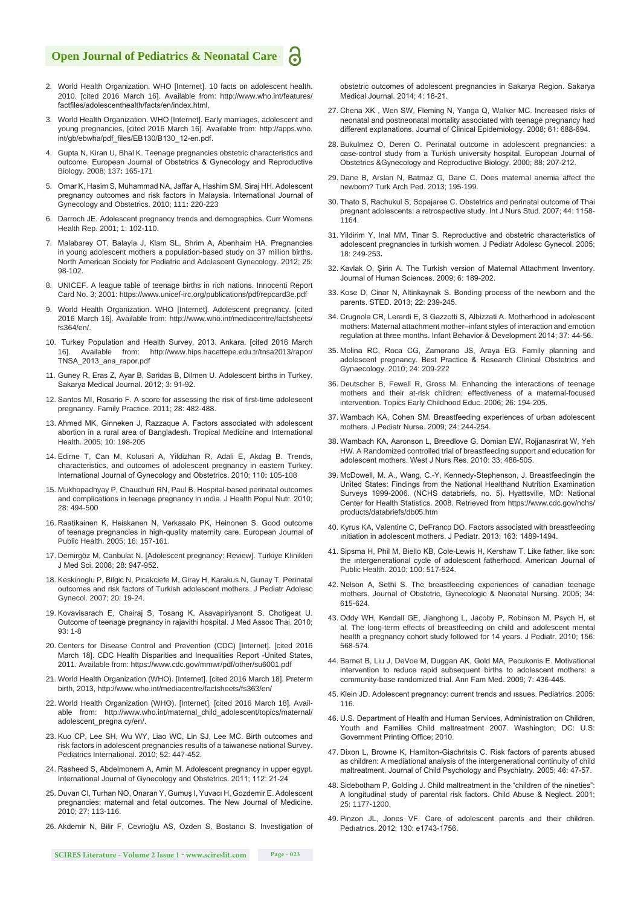2. World Health Organization. WHO [Internet]. 10 facts on adolescent health. 2010. [cited 2016 March 16]. Available from: http://www.who.int/features/factfiles/adolescenthealth/facts/en/index.html,
3. World Health Organization. WHO [Internet]. Early marriages, adolescent and young pregnancies, [cited 2016 March 16]. Available from: http://apps.who.int/gb/ebwha/pdf_files/EB130/B130_12-en.pdf.
4. Gupta N, Kiran U, Bhal K. Teenage pregnancies obstetric characteristics and outcome. European Journal of Obstetrics & Gynecology and Reproductive Biology. 2008; 137: 165-171
5. Omar K, Hasim S, Muhammad NA, Jaffar A, Hashim SM, Siraj HH. Adolescent pregnancy outcomes and risk factors in Malaysia. International Journal of Gynecology and Obstetrics. 2010; 111: 220-223
6. Darroch JE. Adolescent pregnancy trends and demographics. Curr Womens Health Rep. 2001; 1: 102-110.
7. Malabarey OT, Balayla J, Klam SL, Shrim A, Abenhaim HA. Pregnancies in young adolescent mothers a population-based study on 37 million births. North American Society for Pediatric and Adolescent Gynecology. 2012; 25: 98-102.
8. UNICEF. A league table of teenage births in rich nations. Innocenti Report Card No. 3; 2001: https://www.unicef-irc.org/publications/pdf/repcard3e.pdf
9. World Health Organization. WHO [Internet]. Adolescent pregnancy. [cited 2016 March 16]. Available from: http://www.who.int/mediacentre/factsheets/fs364/en/.
10. Turkey Population and Health Survey, 2013. Ankara. [cited 2016 March 16]. Available from: http://www.hips.hacettepe.edu.tr/tnsa2013/rapor/TNSA_2013_ana_rapor.pdf
11. Guney R, Eras Z, Ayar B, Saridas B, Dilmen U. Adolescent births in Turkey. Sakarya Medical Journal. 2012; 3: 91-92.
12. Santos MI, Rosario F. A score for assessing the risk of first-time adolescent pregnancy. Family Practice. 2011; 28: 482-488.
13. Ahmed MK, Ginneken J, Razzaque A. Factors associated with adolescent abortion in a rural area of Bangladesh. Tropical Medicine and International Health. 2005; 10: 198-205
14. Edirne T, Can M, Kolusari A, Yildizhan R, Adali E, Akdag B. Trends, characteristics, and outcomes of adolescent pregnancy in eastern Turkey. International Journal of Gynecology and Obstetrics. 2010; 110: 105-108
15. Mukhopadhyay P, Chaudhuri RN, Paul B. Hospital-based perinatal outcomes and complications in teenage pregnancy in ındia. J Health Popul Nutr. 2010; 28: 494-500
16. Raatikainen K, Heiskanen N, Verkasalo PK, Heinonen S. Good outcome of teenage pregnancies in high-quality maternity care. European Journal of Public Health. 2005; 16: 157-161.
17. Demirgöz M, Canbulat N. [Adolescent pregnancy: Review]. Turkiye Klinikleri J Med Sci. 2008; 28: 947-952.
18. Keskinoglu P, Bilgic N, Picakciefe M, Giray H, Karakus N, Gunay T. Perinatal outcomes and risk factors of Turkish adolescent mothers. J Pediatr Adolesc Gynecol. 2007; 20: 19-24.
19. Kovavisarach E, Chairaj S, Tosang K, Asavapiriyanont S, Chotigeat U. Outcome of teenage pregnancy in rajavithi hospital. J Med Assoc Thai. 2010; 93: 1-8
20. Centers for Disease Control and Prevention (CDC) [Internet]. [cited 2016 March 18]. CDC Health Disparities and Inequalities Report -United States, 2011. Available from: https://www.cdc.gov/mmwr/pdf/other/su6001.pdf
21. World Health Organization (WHO). [Internet]. [cited 2016 March 18]. Preterm birth, 2013, http://www.who.int/mediacentre/factsheets/fs363/en/
22. World Health Organization (WHO). [Internet]. [cited 2016 March 18]. Available from: http://www.who.int/maternal_child_adolescent/topics/maternal/adolescent_pregna cy/en/.
23. Kuo CP, Lee SH, Wu WY, Liao WC, Lin SJ, Lee MC. Birth outcomes and risk factors in adolescent pregnancies results of a taiwanese national Survey. Pediatrics International. 2010; 52: 447-452.
24. Rasheed S, Abdelmonem A, Amin M. Adolescent pregnancy in upper egypt. International Journal of Gynecology and Obstetrics. 2011; 112: 21-24
25. Duvan CI, Turhan NO, Onaran Y, Gumuş I, Yuvacı H, Gozdemir E. Adolescent pregnancies: maternal and fetal outcomes. The New Journal of Medicine. 2010; 27: 113-116.
26. Akdemir N, Bilir F, Cevrioğlu AS, Ozden S, Bostancı S. Investigation of obstetric outcomes of adolescent pregnancies in Sakarya Region. Sakarya Medical Journal. 2014; 4: 18-21.
27. Chena XK , Wen SW, Fleming N, Yanga Q, Walker MC. Increased risks of neonatal and postneonatal mortality associated with teenage pregnancy had different explanations. Journal of Clinical Epidemiology. 2008; 61: 688-694.
28. Bukulmez O, Deren O. Perinatal outcome in adolescent pregnancies: a case-control study from a Turkish university hospital. European Journal of Obstetrics &Gynecology and Reproductive Biology. 2000; 88: 207-212.
29. Dane B, Arslan N, Batmaz G, Dane C. Does maternal anemia affect the newborn? Turk Arch Ped. 2013; 195-199.
30. Thato S, Rachukul S, Sopajaree C. Obstetrics and perinatal outcome of Thai pregnant adolescents: a retrospective study. Int J Nurs Stud. 2007; 44: 1158-1164.
31. Yildirim Y, Inal MM, Tinar S. Reproductive and obstetric characteristics of adolescent pregnancies in turkish women. J Pediatr Adolesc Gynecol. 2005; 18: 249-253.
32. Kavlak O, Şirin A. The Turkish version of Maternal Attachment Inventory. Journal of Human Sciences. 2009; 6: 189-202.
33. Kose D, Cinar N, Altinkaynak S. Bonding process of the newborn and the parents. STED. 2013; 22: 239-245.
34. Crugnola CR, Lerardi E, S Gazzotti S, Albizzati A. Motherhood in adolescent mothers: Maternal attachment mother–infant styles of interaction and emotion regulation at three months. Infant Behavior & Development 2014; 37: 44-56.
35. Molina RC, Roca CG, Zamorano JS, Araya EG. Family planning and adolescent pregnancy. Best Practice & Research Clinical Obstetrics and Gynaecology. 2010; 24: 209-222
36. Deutscher B, Fewell R, Gross M. Enhancing the interactions of teenage mothers and their at-risk children: effectiveness of a maternal-focused intervention. Topics Early Childhood Educ. 2006; 26: 194-205.
37. Wambach KA, Cohen SM. Breastfeeding experiences of urban adolescent mothers. J Pediatr Nurse. 2009; 24: 244-254.
38. Wambach KA, Aaronson L, Breedlove G, Domian EW, Rojjanasrirat W, Yeh HW. A Randomized controlled trial of breastfeeding support and education for adolescent mothers. West J Nurs Res. 2010: 33; 486-505.
39. McDowell, M. A., Wang, C.-Y, Kennedy-Stephenson, J. Breastfeedingin the United States: Findings from the National Healthand Nutrition Examination Surveys 1999-2006. (NCHS databriefs, no. 5). Hyattsville, MD: National Center for Health Statistics. 2008. Retrieved from https://www.cdc.gov/nchs/products/databriefs/db05.htm
40. Kyrus KA, Valentine C, DeFranco DO. Factors associated with breastfeeding ınitiation in adolescent mothers. J Pediatr. 2013; 163: 1489-1494.
41. Sipsma H, Phil M, Biello KB, Cole-Lewis H, Kershaw T. Like father, like son: the ıntergenerational cycle of adolescent fatherhood. American Journal of Public Health. 2010; 100: 517-524.
42. Nelson A, Sethi S. The breastfeeding experiences of canadian teenage mothers. Journal of Obstetric, Gynecologic & Neonatal Nursing. 2005; 34: 615-624.
43. Oddy WH, Kendall GE, Jianghong L, Jacoby P, Robinson M, Psych H, et al. The long-term effects of breastfeeding on child and adolescent mental health a pregnancy cohort study followed for 14 years. J Pediatr. 2010; 156: 568-574.
44. Barnet B, Liu J, DeVoe M, Duggan AK, Gold MA, Pecukonis E. Motivational intervention to reduce rapid subsequent births to adolescent mothers: a community-based randomized trial. Ann Fam Med. 2009; 7: 436-445.
45. Klein JD. Adolescent pregnancy: current trends and ıssues. Pediatrics. 2005: 116.
46. U.S. Department of Health and Human Services, Administration on Children, Youth and Families Child maltreatment 2007. Washington, DC: U.S: Government Printing Office; 2010.
47. Dixon L, Browne K, Hamilton-Giachritsis C. Risk factors of parents abused as children: A mediational analysis of the intergenerational continuity of child maltreatment. Journal of Child Psychology and Psychiatry. 2005; 46: 47-57.
48. Sidebotham P, Golding J. Child maltreatment in the "children of the nineties": A longitudinal study of parental risk factors. Child Abuse & Neglect. 2001; 25: 1177-1200.
49. Pinzon JL, Jones VF. Care of adolescent parents and their children. Pedıatrıcs. 2012; 130: e1743-1756.